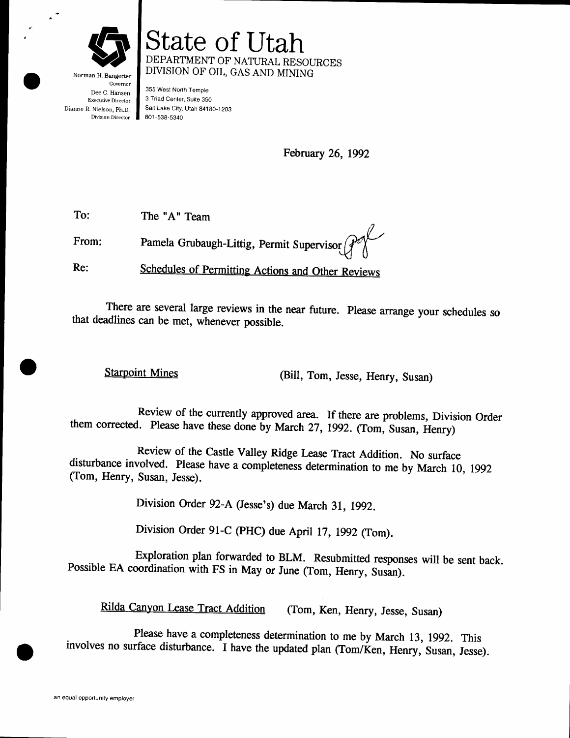# State of Utah

DEPARTMENT OF NATURAL RESOURCES
DIVISION OF OIL, GAS AND MINING

Norman H. Bangerter
Governor
Dee C. Hansen
Executive Director
Dianne R. Nielson, Ph.D.
Division Director

355 West North Temple
3 Triad Center, Suite 350
Salt Lake City, Utah 84180-1203
801-538-5340

February 26, 1992

To: The "A" Team

From: Pamela Grubaugh-Littig, Permit Supervisor

Re: Schedules of Permitting Actions and Other Reviews

There are several large reviews in the near future. Please arrange your schedules so that deadlines can be met, whenever possible.

Starpoint Mines (Bill, Tom, Jesse, Henry, Susan)

Review of the currently approved area. If there are problems, Division Order them corrected. Please have these done by March 27, 1992. (Tom, Susan, Henry)

Review of the Castle Valley Ridge Lease Tract Addition. No surface disturbance involved. Please have a completeness determination to me by March 10, 1992 (Tom, Henry, Susan, Jesse).

Division Order 92-A (Jesse's) due March 31, 1992.

Division Order 91-C (PHC) due April 17, 1992 (Tom).

Exploration plan forwarded to BLM. Resubmitted responses will be sent back. Possible EA coordination with FS in May or June (Tom, Henry, Susan).

Rilda Canyon Lease Tract Addition (Tom, Ken, Henry, Jesse, Susan)

Please have a completeness determination to me by March 13, 1992. This involves no surface disturbance. I have the updated plan (Tom/Ken, Henry, Susan, Jesse).

an equal opportunity employer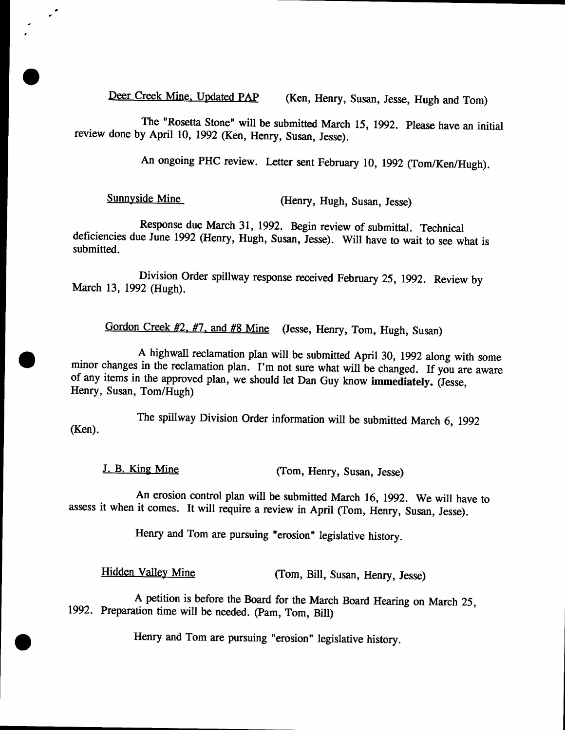<u>Deer Creek Mine, Updated PAP</u> (Ken, Henry, Susan, Jesse, Hugh and Tom)

The "Rosetta Stone" will be submitted March 15, 1992. Please have an initial review done by April 10, 1992 (Ken, Henry, Susan, Jesse).

An ongoing PHC review. Letter sent February 10, 1992 (Tom/Ken/Hugh).

<u>Sunnyside Mine</u> (Henry, Hugh, Susan, Jesse)

Response due March 31, 1992. Begin review of submittal. Technical deficiencies due June 1992 (Henry, Hugh, Susan, Jesse). Will have to wait to see what is submitted.

Division Order spillway response received February 25, 1992. Review by March 13, 1992 (Hugh).

<u>Gordon Creek #2, #7, and #8 Mine</u> (Jesse, Henry, Tom, Hugh, Susan)

A highwall reclamation plan will be submitted April 30, 1992 along with some minor changes in the reclamation plan. I'm not sure what will be changed. If you are aware of any items in the approved plan, we should let Dan Guy know **immediately.** (Jesse, Henry, Susan, Tom/Hugh)

The spillway Division Order information will be submitted March 6, 1992 (Ken).

<u>J. B. King Mine</u> (Tom, Henry, Susan, Jesse)

An erosion control plan will be submitted March 16, 1992. We will have to assess it when it comes. It will require a review in April (Tom, Henry, Susan, Jesse).

Henry and Tom are pursuing "erosion" legislative history.

<u>Hidden Valley Mine</u> (Tom, Bill, Susan, Henry, Jesse)

A petition is before the Board for the March Board Hearing on March 25, 1992. Preparation time will be needed. (Pam, Tom, Bill)

Henry and Tom are pursuing "erosion" legislative history.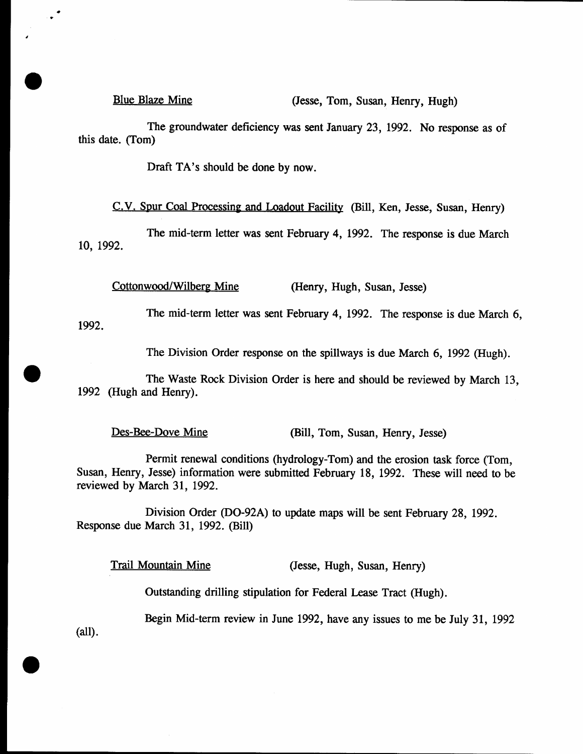<u>Blue Blaze Mine</u> (Jesse, Tom, Susan, Henry, Hugh)

The groundwater deficiency was sent January 23, 1992. No response as of this date. (Tom)

Draft TA's should be done by now.

<u>C.V. Spur Coal Processing and Loadout Facility</u> (Bill, Ken, Jesse, Susan, Henry)

The mid-term letter was sent February 4, 1992. The response is due March 10, 1992.

<u>Cottonwood/Wilberg Mine</u> (Henry, Hugh, Susan, Jesse)

The mid-term letter was sent February 4, 1992. The response is due March 6, 1992.

The Division Order response on the spillways is due March 6, 1992 (Hugh).

The Waste Rock Division Order is here and should be reviewed by March 13, 1992 (Hugh and Henry).

<u>Des-Bee-Dove Mine</u> (Bill, Tom, Susan, Henry, Jesse)

Permit renewal conditions (hydrology-Tom) and the erosion task force (Tom, Susan, Henry, Jesse) information were submitted February 18, 1992. These will need to be reviewed by March 31, 1992.

Division Order (DO-92A) to update maps will be sent February 28, 1992. Response due March 31, 1992. (Bill)

<u>Trail Mountain Mine</u> (Jesse, Hugh, Susan, Henry)

Outstanding drilling stipulation for Federal Lease Tract (Hugh).

Begin Mid-term review in June 1992, have any issues to me be July 31, 1992 (all).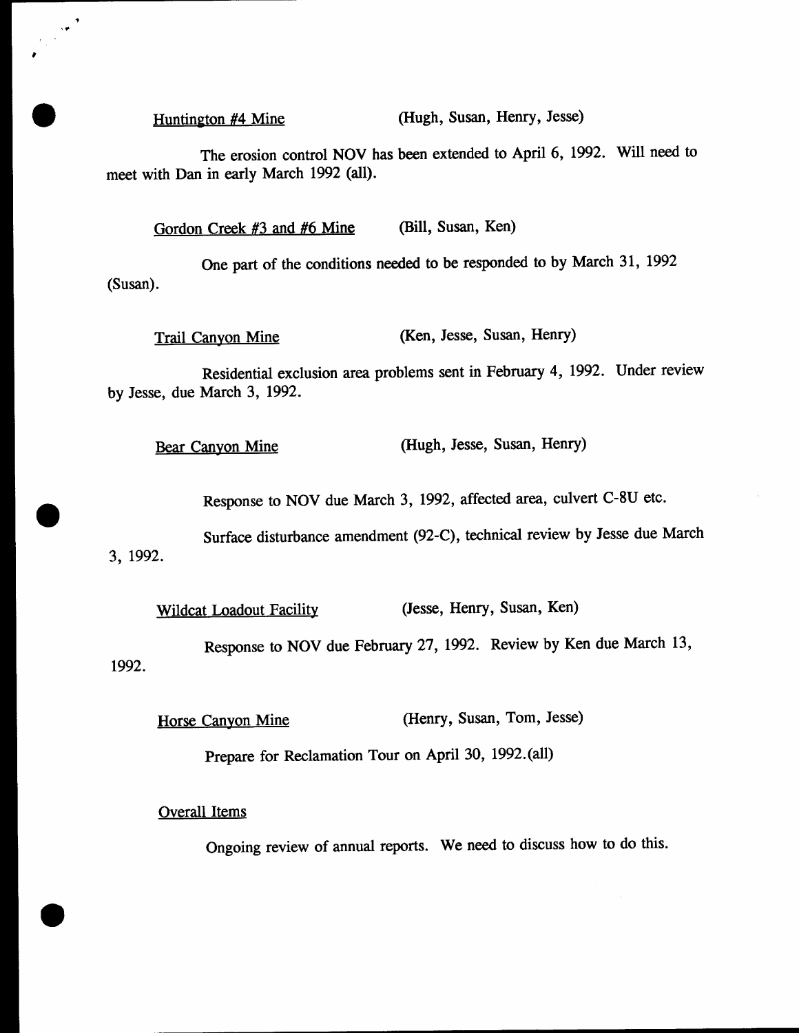Huntington #4 Mine (Hugh, Susan, Henry, Jesse)

The erosion control NOV has been extended to April 6, 1992. Will need to meet with Dan in early March 1992 (all).

Gordon Creek #3 and #6 Mine (Bill, Susan, Ken)

One part of the conditions needed to be responded to by March 31, 1992 (Susan).

Trail Canyon Mine (Ken, Jesse, Susan, Henry)

Residential exclusion area problems sent in February 4, 1992. Under review by Jesse, due March 3, 1992.

Bear Canyon Mine (Hugh, Jesse, Susan, Henry)

Response to NOV due March 3, 1992, affected area, culvert C-8U etc.

Surface disturbance amendment (92-C), technical review by Jesse due March 3, 1992.

Wildcat Loadout Facility (Jesse, Henry, Susan, Ken)

Response to NOV due February 27, 1992. Review by Ken due March 13, 1992.

Horse Canyon Mine (Henry, Susan, Tom, Jesse)

Prepare for Reclamation Tour on April 30, 1992.(all)

Overall Items

Ongoing review of annual reports. We need to discuss how to do this.